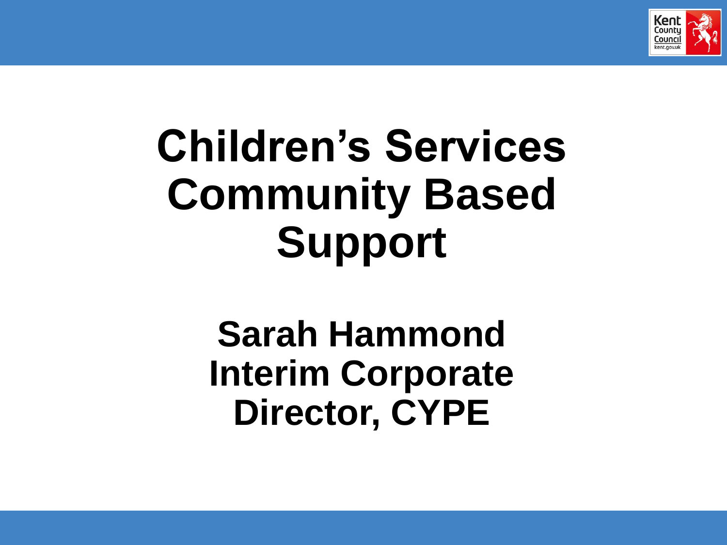# Children's Services Community Based Support

**Sarah Hammond**
**Interim Corporate Director, CYPE**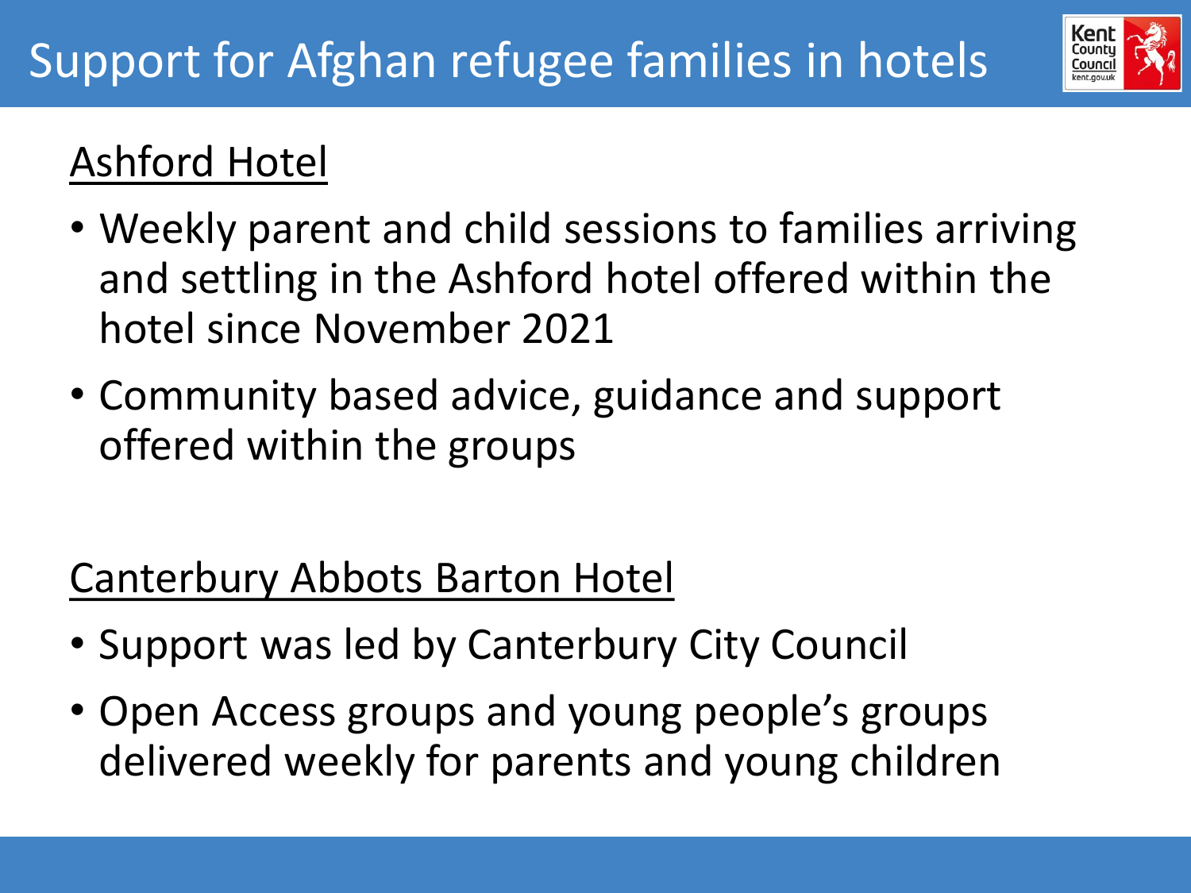# Support for Afghan refugee families in hotels

## Ashford Hotel

- Weekly parent and child sessions to families arriving and settling in the Ashford hotel offered within the hotel since November 2021
- Community based advice, guidance and support offered within the groups

## Canterbury Abbots Barton Hotel

- Support was led by Canterbury City Council
- Open Access groups and young people's groups delivered weekly for parents and young children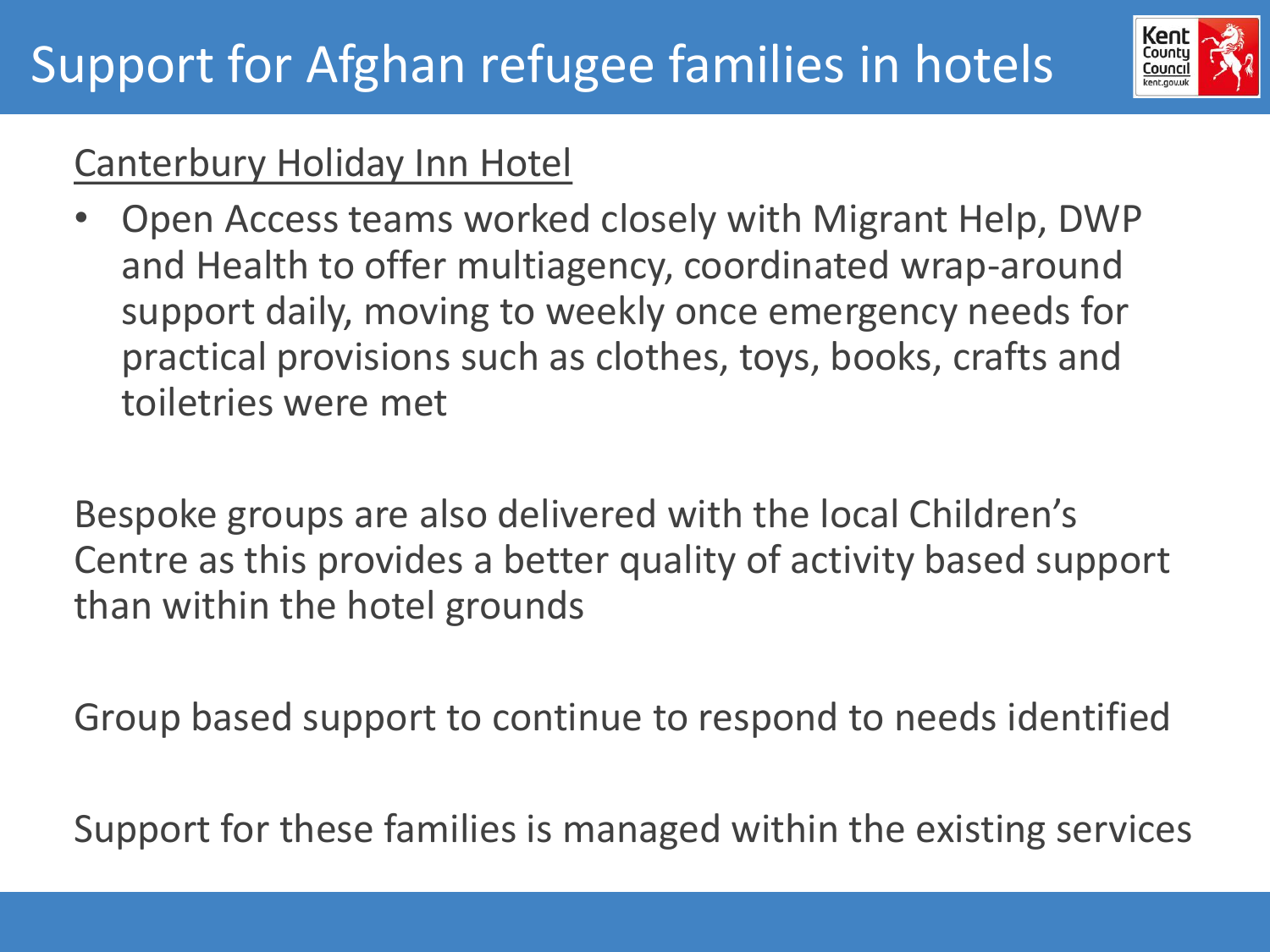# Support for Afghan refugee families in hotels

<u>Canterbury Holiday Inn Hotel</u>

- Open Access teams worked closely with Migrant Help, DWP and Health to offer multiagency, coordinated wrap-around support daily, moving to weekly once emergency needs for practical provisions such as clothes, toys, books, crafts and toiletries were met

Bespoke groups are also delivered with the local Children's Centre as this provides a better quality of activity based support than within the hotel grounds

Group based support to continue to respond to needs identified

Support for these families is managed within the existing services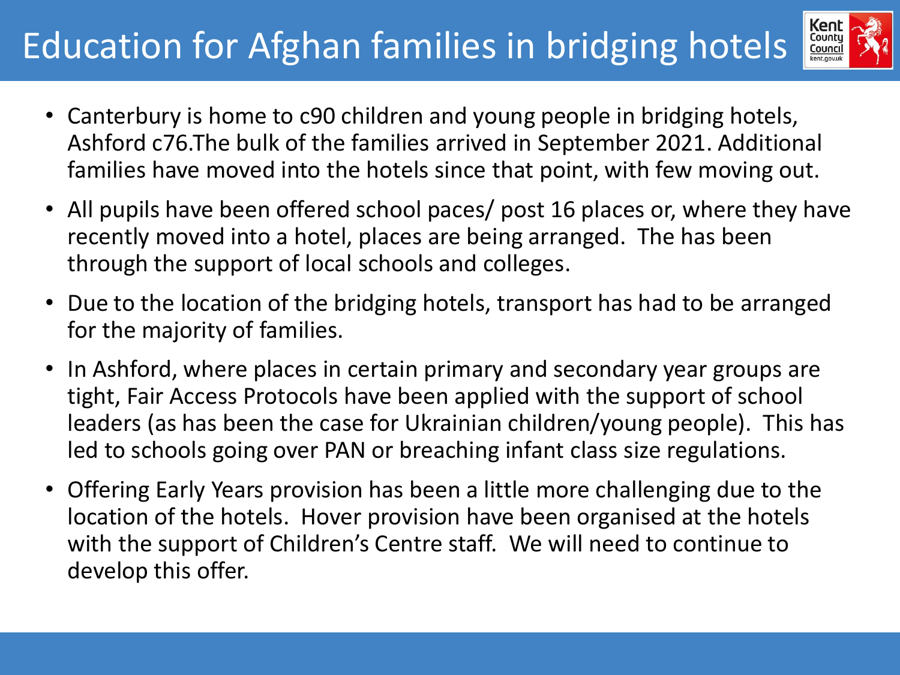# Education for Afghan families in bridging hotels

- Canterbury is home to c90 children and young people in bridging hotels, Ashford c76.The bulk of the families arrived in September 2021. Additional families have moved into the hotels since that point, with few moving out.
- All pupils have been offered school paces/ post 16 places or, where they have recently moved into a hotel, places are being arranged. The has been through the support of local schools and colleges.
- Due to the location of the bridging hotels, transport has had to be arranged for the majority of families.
- In Ashford, where places in certain primary and secondary year groups are tight, Fair Access Protocols have been applied with the support of school leaders (as has been the case for Ukrainian children/young people). This has led to schools going over PAN or breaching infant class size regulations.
- Offering Early Years provision has been a little more challenging due to the location of the hotels. Hover provision have been organised at the hotels with the support of Children's Centre staff. We will need to continue to develop this offer.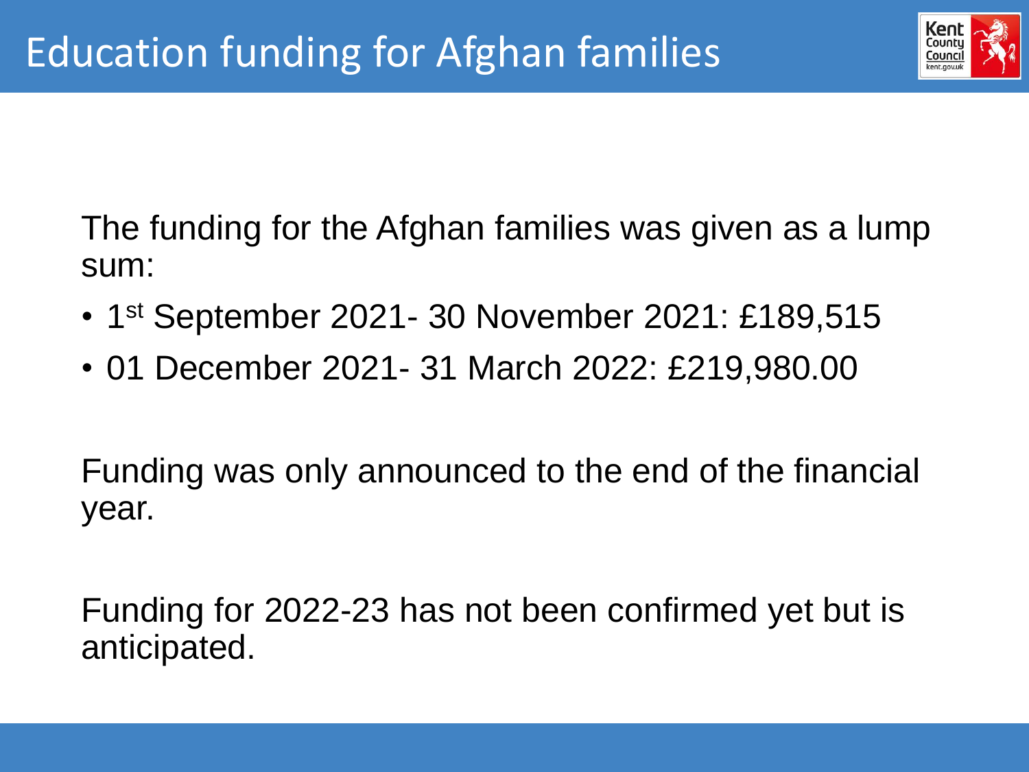# Education funding for Afghan families

The funding for the Afghan families was given as a lump sum:

- 1st September 2021- 30 November 2021: £189,515
- 01 December 2021- 31 March 2022: £219,980.00

Funding was only announced to the end of the financial year.

Funding for 2022-23 has not been confirmed yet but is anticipated.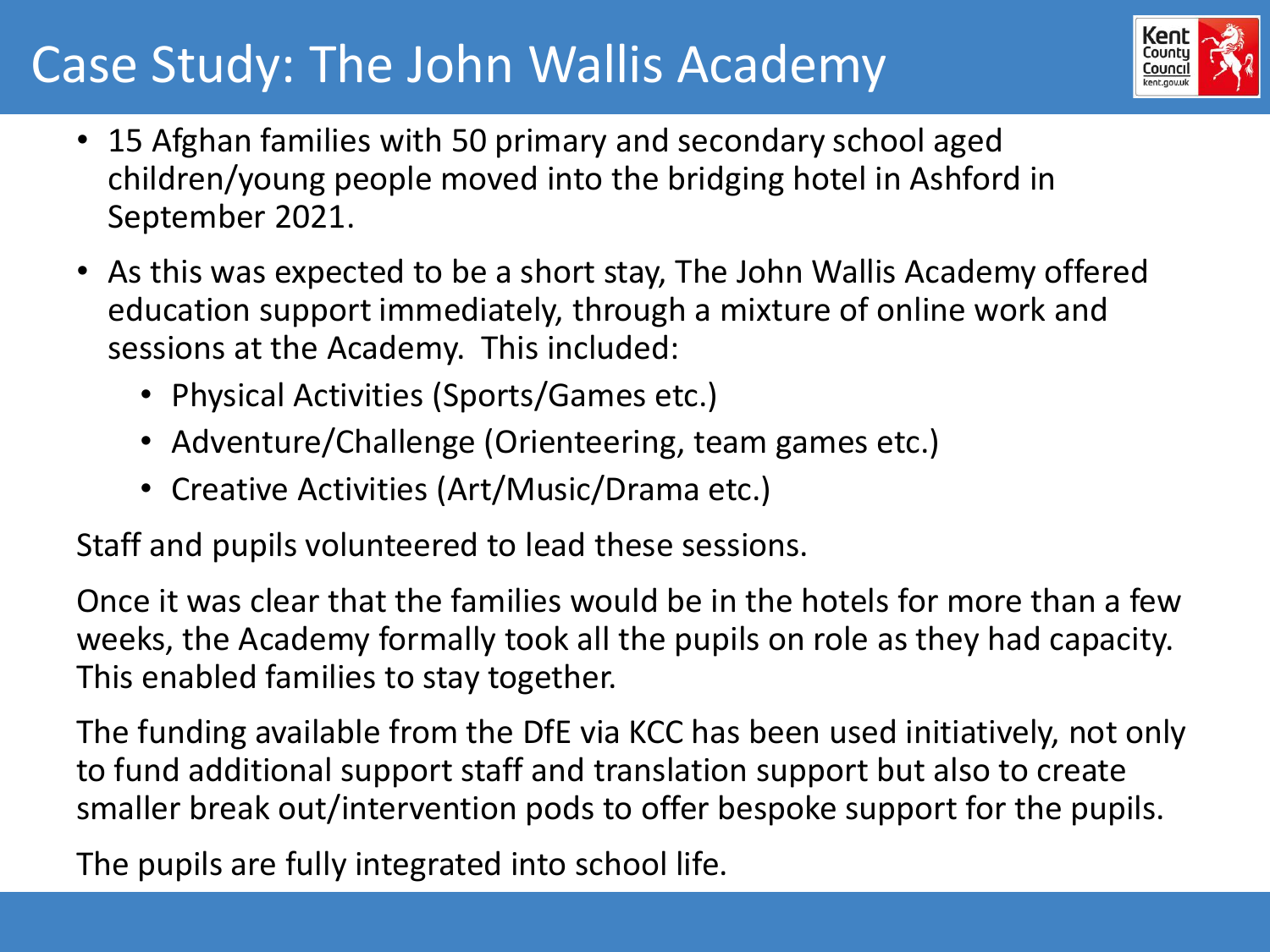# Case Study: The John Wallis Academy

- 15 Afghan families with 50 primary and secondary school aged children/young people moved into the bridging hotel in Ashford in September 2021.
- As this was expected to be a short stay, The John Wallis Academy offered education support immediately, through a mixture of online work and sessions at the Academy. This included:
  - Physical Activities (Sports/Games etc.)
  - Adventure/Challenge (Orienteering, team games etc.)
  - Creative Activities (Art/Music/Drama etc.)

Staff and pupils volunteered to lead these sessions.

Once it was clear that the families would be in the hotels for more than a few weeks, the Academy formally took all the pupils on role as they had capacity. This enabled families to stay together.

The funding available from the DfE via KCC has been used initiatively, not only to fund additional support staff and translation support but also to create smaller break out/intervention pods to offer bespoke support for the pupils.

The pupils are fully integrated into school life.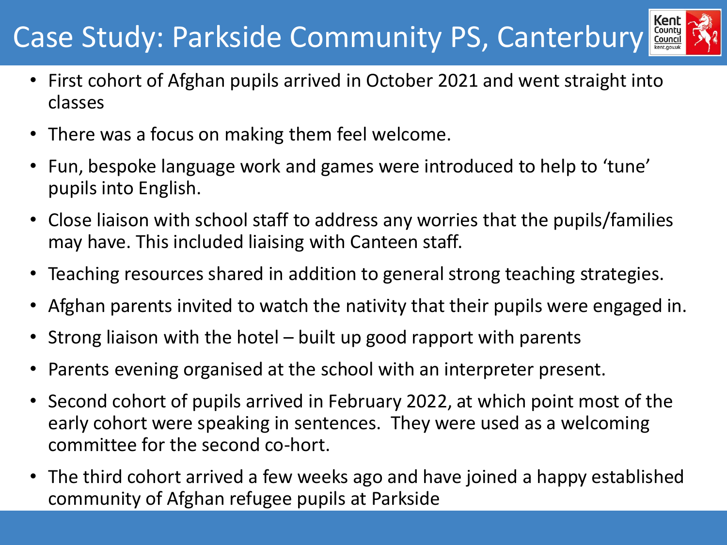# Case Study: Parkside Community PS, Canterbury

- First cohort of Afghan pupils arrived in October 2021 and went straight into classes
- There was a focus on making them feel welcome.
- Fun, bespoke language work and games were introduced to help to 'tune' pupils into English.
- Close liaison with school staff to address any worries that the pupils/families may have. This included liaising with Canteen staff.
- Teaching resources shared in addition to general strong teaching strategies.
- Afghan parents invited to watch the nativity that their pupils were engaged in.
- Strong liaison with the hotel – built up good rapport with parents
- Parents evening organised at the school with an interpreter present.
- Second cohort of pupils arrived in February 2022, at which point most of the early cohort were speaking in sentences. They were used as a welcoming committee for the second co-hort.
- The third cohort arrived a few weeks ago and have joined a happy established community of Afghan refugee pupils at Parkside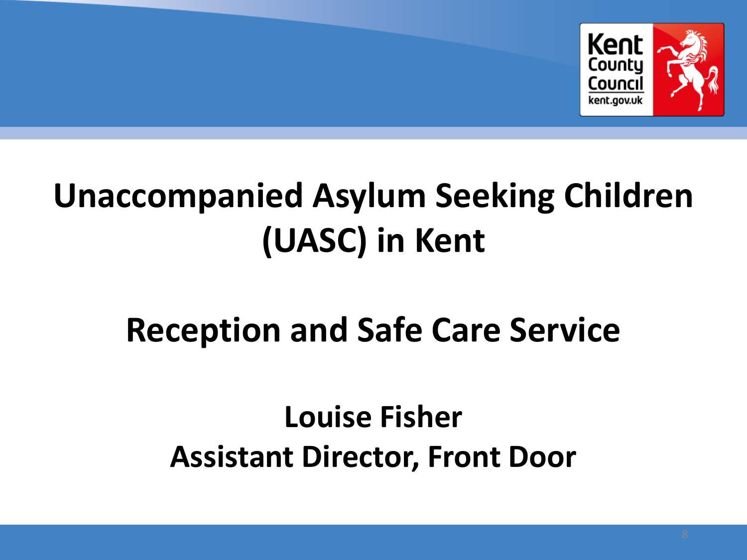# Unaccompanied Asylum Seeking Children (UASC) in Kent

## Reception and Safe Care Service

**Louise Fisher**
**Assistant Director, Front Door**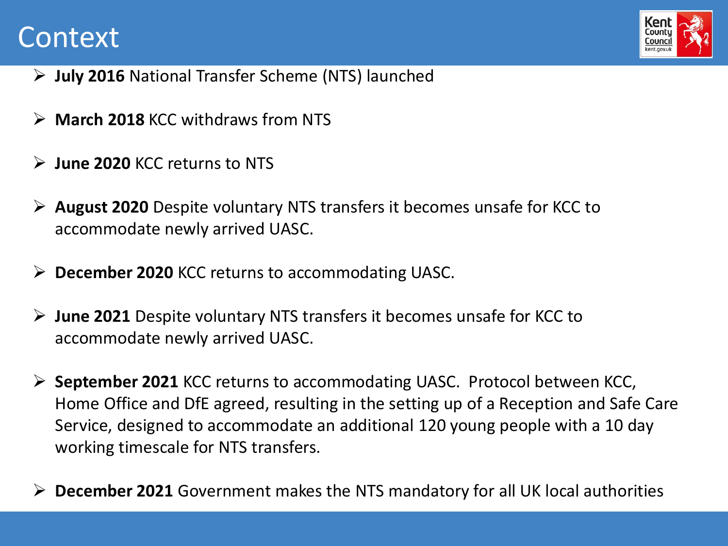# Context

- **July 2016** National Transfer Scheme (NTS) launched
- **March 2018** KCC withdraws from NTS
- **June 2020** KCC returns to NTS
- **August 2020** Despite voluntary NTS transfers it becomes unsafe for KCC to accommodate newly arrived UASC.
- **December 2020** KCC returns to accommodating UASC.
- **June 2021** Despite voluntary NTS transfers it becomes unsafe for KCC to accommodate newly arrived UASC.
- **September 2021** KCC returns to accommodating UASC. Protocol between KCC, Home Office and DfE agreed, resulting in the setting up of a Reception and Safe Care Service, designed to accommodate an additional 120 young people with a 10 day working timescale for NTS transfers.
- **December 2021** Government makes the NTS mandatory for all UK local authorities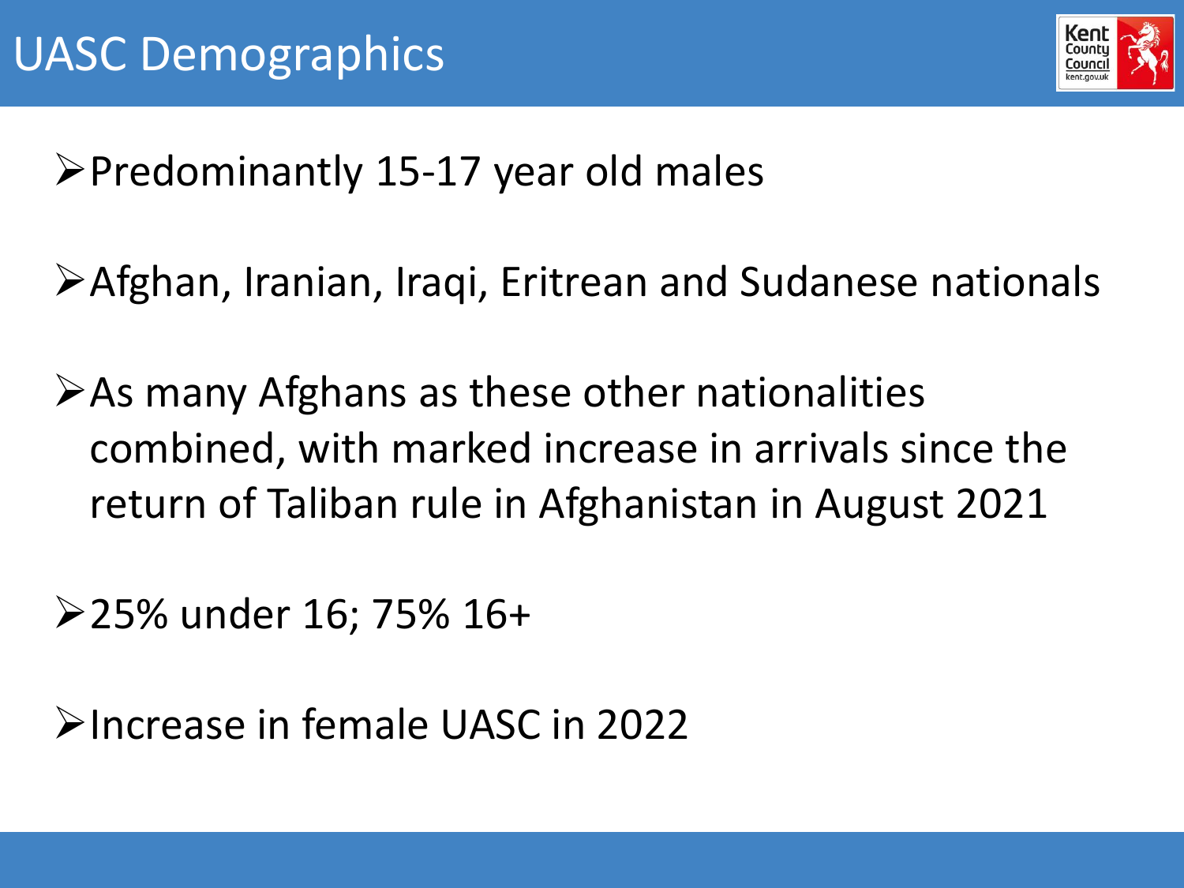# UASC Demographics

- Predominantly 15-17 year old males
- Afghan, Iranian, Iraqi, Eritrean and Sudanese nationals
- As many Afghans as these other nationalities combined, with marked increase in arrivals since the return of Taliban rule in Afghanistan in August 2021
- 25% under 16; 75% 16+
- Increase in female UASC in 2022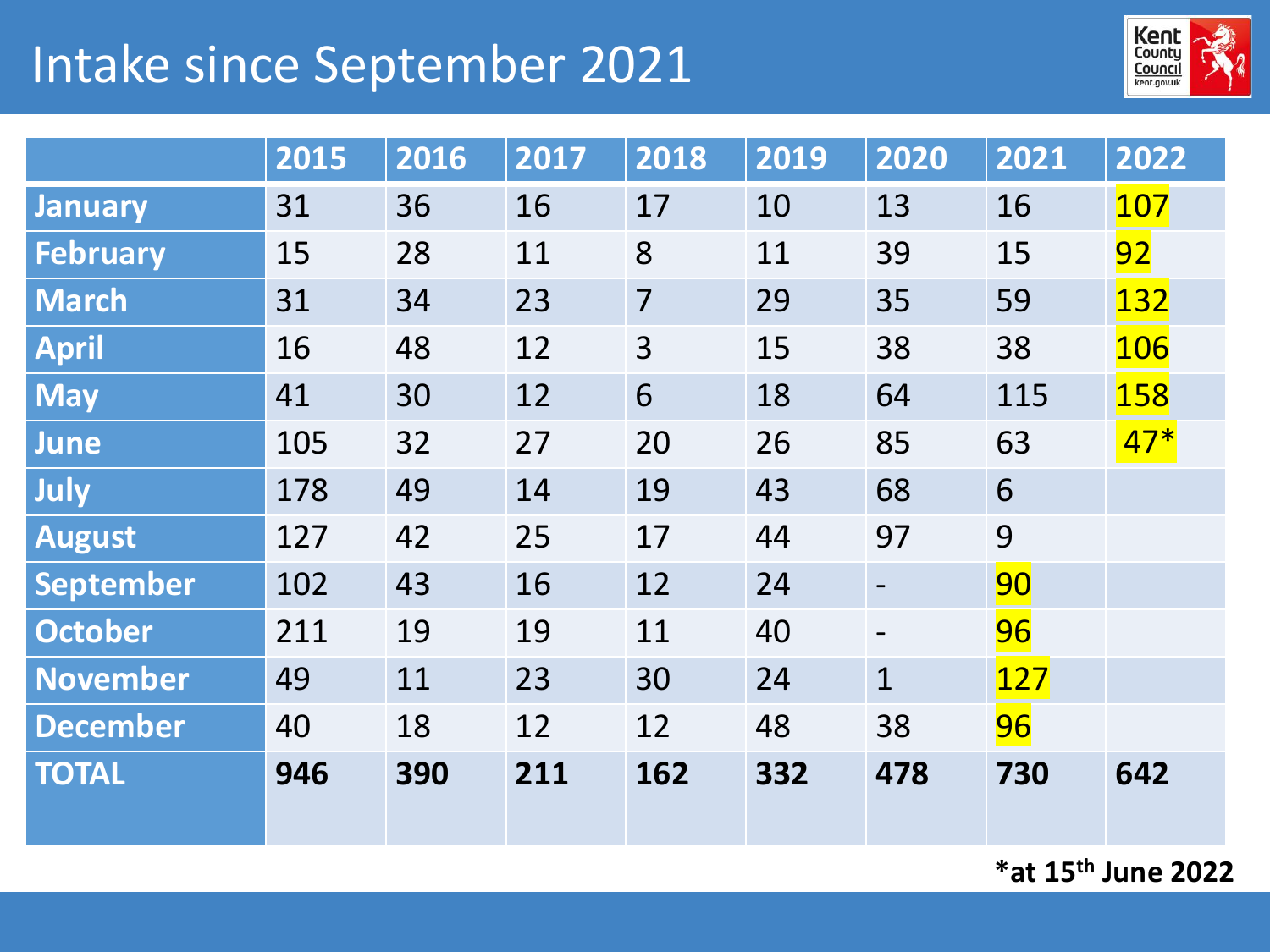# Intake since September 2021

| | 2015 | 2016 | 2017 | 2018 | 2019 | 2020 | 2021 | 2022 |
|---|---|---|---|---|---|---|---|---|
| January | 31 | 36 | 16 | 17 | 10 | 13 | 16 | 107 |
| February | 15 | 28 | 11 | 8 | 11 | 39 | 15 | 92 |
| March | 31 | 34 | 23 | 7 | 29 | 35 | 59 | 132 |
| April | 16 | 48 | 12 | 3 | 15 | 38 | 38 | 106 |
| May | 41 | 30 | 12 | 6 | 18 | 64 | 115 | 158 |
| June | 105 | 32 | 27 | 20 | 26 | 85 | 63 | 47* |
| July | 178 | 49 | 14 | 19 | 43 | 68 | 6 | |
| August | 127 | 42 | 25 | 17 | 44 | 97 | 9 | |
| September | 102 | 43 | 16 | 12 | 24 | - | 90 | |
| October | 211 | 19 | 19 | 11 | 40 | - | 96 | |
| November | 49 | 11 | 23 | 30 | 24 | 1 | 127 | |
| December | 40 | 18 | 12 | 12 | 48 | 38 | 96 | |
| **TOTAL** | **946** | **390** | **211** | **162** | **332** | **478** | **730** | **642** |

***at 15th June 2022**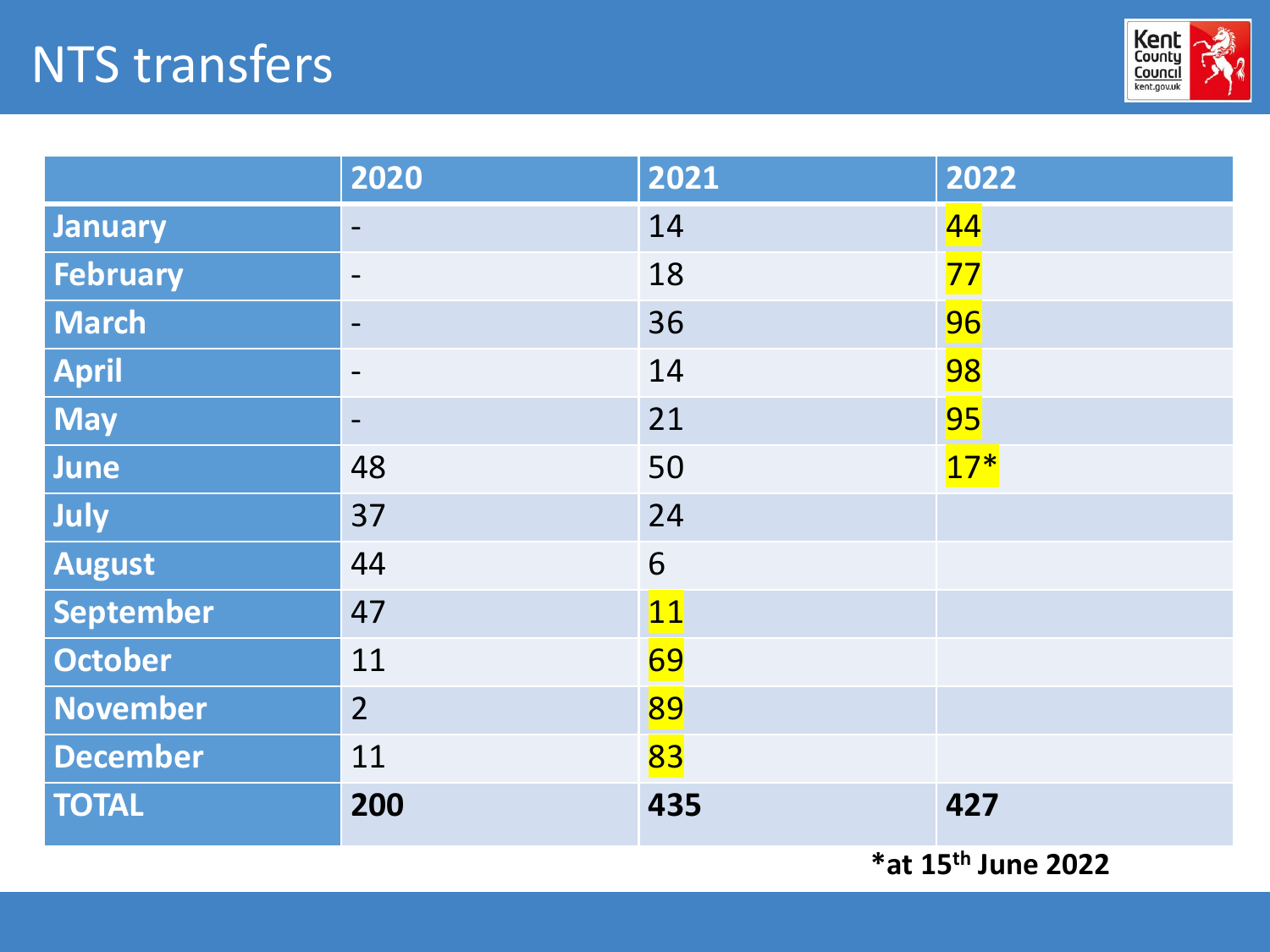# NTS transfers

| | 2020 | 2021 | 2022 |
|---|---|---|---|
| **January** | - | 14 | 44 |
| **February** | - | 18 | 77 |
| **March** | - | 36 | 96 |
| **April** | - | 14 | 98 |
| **May** | - | 21 | 95 |
| **June** | 48 | 50 | 17* |
| **July** | 37 | 24 | |
| **August** | 44 | 6 | |
| **September** | 47 | 11 | |
| **October** | 11 | 69 | |
| **November** | 2 | 89 | |
| **December** | 11 | 83 | |
| **TOTAL** | **200** | **435** | **427** |

***at 15th June 2022**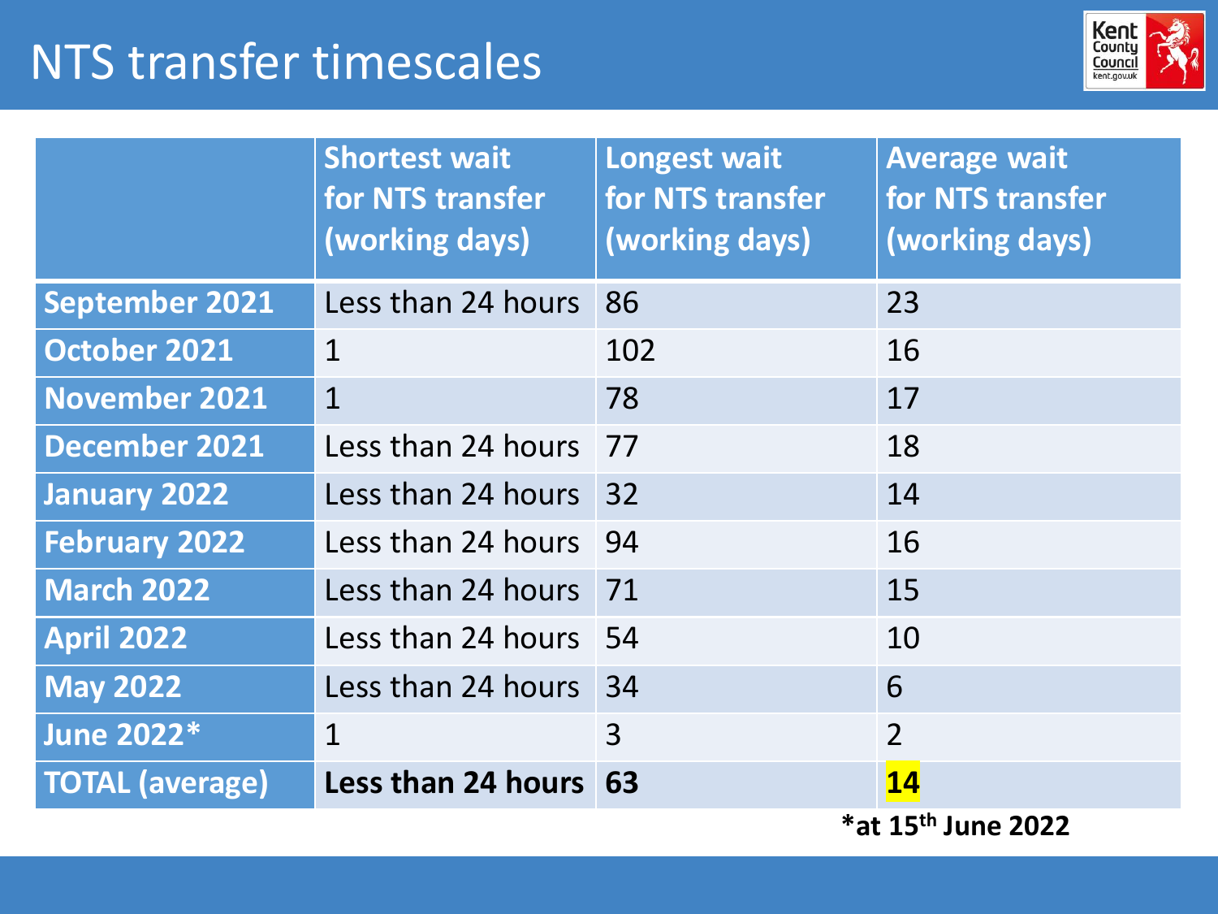# NTS transfer timescales

| | Shortest wait for NTS transfer (working days) | Longest wait for NTS transfer (working days) | Average wait for NTS transfer (working days) |
|---|---|---|---|
| **September 2021** | Less than 24 hours | 86 | 23 |
| **October 2021** | 1 | 102 | 16 |
| **November 2021** | 1 | 78 | 17 |
| **December 2021** | Less than 24 hours | 77 | 18 |
| **January 2022** | Less than 24 hours | 32 | 14 |
| **February 2022** | Less than 24 hours | 94 | 16 |
| **March 2022** | Less than 24 hours | 71 | 15 |
| **April 2022** | Less than 24 hours | 54 | 10 |
| **May 2022** | Less than 24 hours | 34 | 6 |
| **June 2022*** | 1 | 3 | 2 |
| **TOTAL (average)** | **Less than 24 hours** | **63** | **14** |

***at 15th June 2022**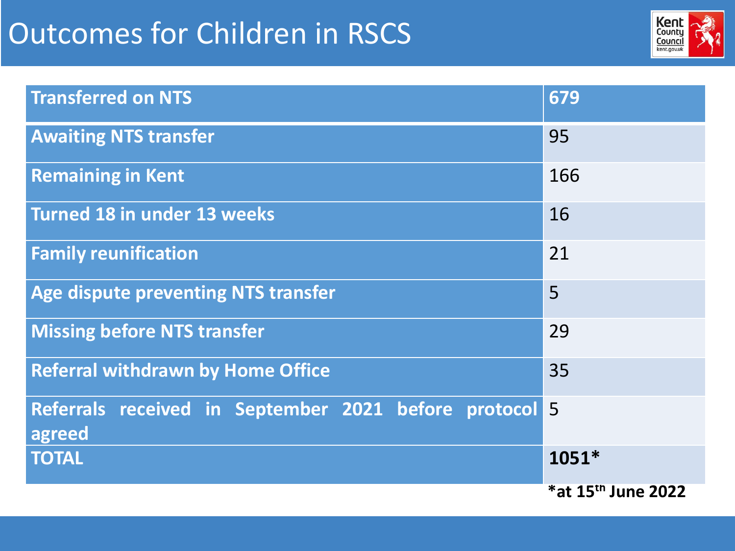# Outcomes for Children in RSCS

| Transferred on NTS | 679 |
|---|---|
| Awaiting NTS transfer | 95 |
| Remaining in Kent | 166 |
| Turned 18 in under 13 weeks | 16 |
| Family reunification | 21 |
| Age dispute preventing NTS transfer | 5 |
| Missing before NTS transfer | 29 |
| Referral withdrawn by Home Office | 35 |
| Referrals received in September 2021 before protocol agreed | 5 |
| TOTAL | **1051*** |

**\*at 15th June 2022**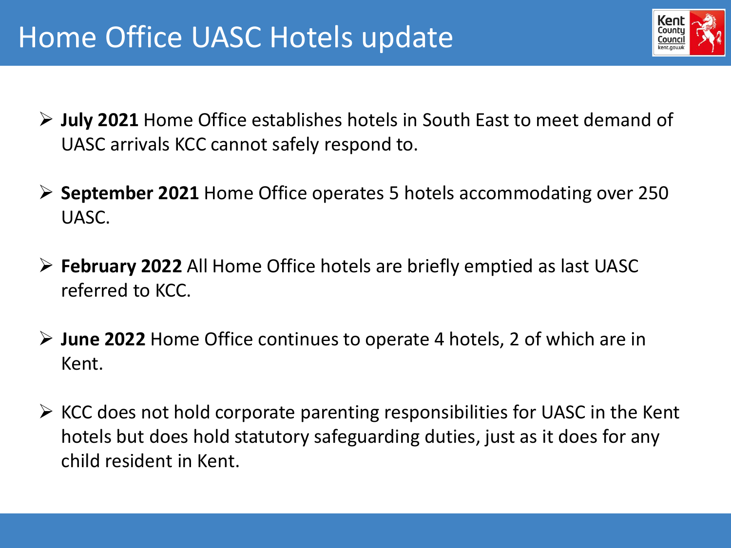# Home Office UASC Hotels update

- **July 2021** Home Office establishes hotels in South East to meet demand of UASC arrivals KCC cannot safely respond to.
- **September 2021** Home Office operates 5 hotels accommodating over 250 UASC.
- **February 2022** All Home Office hotels are briefly emptied as last UASC referred to KCC.
- **June 2022** Home Office continues to operate 4 hotels, 2 of which are in Kent.
- KCC does not hold corporate parenting responsibilities for UASC in the Kent hotels but does hold statutory safeguarding duties, just as it does for any child resident in Kent.